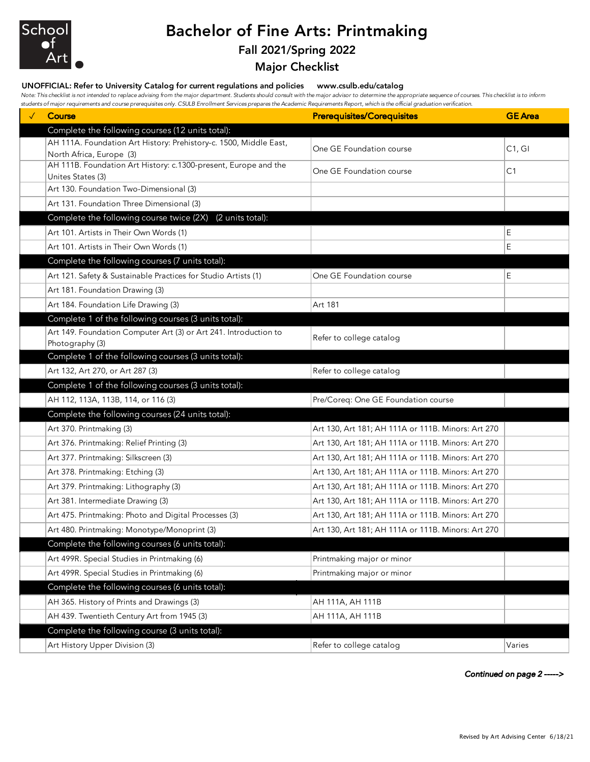School of Art

# Bachelor of Fine Arts: Printmaking

## Fall 2021/Spring 2022

## Major Checklist

**UNOFFICIAL: Refer to University Catalog for current regulations and policies www.csulb.edu/catalog**

*Note: This checklist is not intended to replace advising from the major department. Students should consult with the major advisor to determine the appropriate sequence of courses. This checklist is to inform students of major requirements and course prerequisites only. CSULB Enrollment Services prepares the Academic Requirements Report, which is the official graduation verification.*

| ✓ | Course | Prerequisites/Corequisites | GE Area |
|---|---|---|---|
| | **Complete the following courses (12 units total):** | | |
| | AH 111A. Foundation Art History: Prehistory-c. 1500, Middle East, North Africa, Europe (3) | One GE Foundation course | C1, GI |
| | AH 111B. Foundation Art History: c.1300-present, Europe and the Unites States (3) | One GE Foundation course | C1 |
| | Art 130. Foundation Two-Dimensional (3) | | |
| | Art 131. Foundation Three Dimensional (3) | | |
| | **Complete the following course twice (2X) (2 units total):** | | |
| | Art 101. Artists in Their Own Words (1) | | E |
| | Art 101. Artists in Their Own Words (1) | | E |
| | **Complete the following courses (7 units total):** | | |
| | Art 121. Safety & Sustainable Practices for Studio Artists (1) | One GE Foundation course | E |
| | Art 181. Foundation Drawing (3) | | |
| | Art 184. Foundation Life Drawing (3) | Art 181 | |
| | **Complete 1 of the following courses (3 units total):** | | |
| | Art 149. Foundation Computer Art (3) or Art 241. Introduction to Photography (3) | Refer to college catalog | |
| | **Complete 1 of the following courses (3 units total):** | | |
| | Art 132, Art 270, or Art 287 (3) | Refer to college catalog | |
| | **Complete 1 of the following courses (3 units total):** | | |
| | AH 112, 113A, 113B, 114, or 116 (3) | Pre/Coreq: One GE Foundation course | |
| | **Complete the following courses (24 units total):** | | |
| | Art 370. Printmaking (3) | Art 130, Art 181; AH 111A or 111B. Minors: Art 270 | |
| | Art 376. Printmaking: Relief Printing (3) | Art 130, Art 181; AH 111A or 111B. Minors: Art 270 | |
| | Art 377. Printmaking: Silkscreen (3) | Art 130, Art 181; AH 111A or 111B. Minors: Art 270 | |
| | Art 378. Printmaking: Etching (3) | Art 130, Art 181; AH 111A or 111B. Minors: Art 270 | |
| | Art 379. Printmaking: Lithography (3) | Art 130, Art 181; AH 111A or 111B. Minors: Art 270 | |
| | Art 381. Intermediate Drawing (3) | Art 130, Art 181; AH 111A or 111B. Minors: Art 270 | |
| | Art 475. Printmaking: Photo and Digital Processes (3) | Art 130, Art 181; AH 111A or 111B. Minors: Art 270 | |
| | Art 480. Printmaking: Monotype/Monoprint (3) | Art 130, Art 181; AH 111A or 111B. Minors: Art 270 | |
| | **Complete the following courses (6 units total):** | | |
| | Art 499R. Special Studies in Printmaking (6) | Printmaking major or minor | |
| | Art 499R. Special Studies in Printmaking (6) | Printmaking major or minor | |
| | **Complete the following courses (6 units total):** | | |
| | AH 365. History of Prints and Drawings (3) | AH 111A, AH 111B | |
| | AH 439. Twentieth Century Art from 1945 (3) | AH 111A, AH 111B | |
| | **Complete the following course (3 units total):** | | |
| | Art History Upper Division (3) | Refer to college catalog | Varies |

***Continued on page 2 ----->***

Revised by Art Advising Center 6/18/21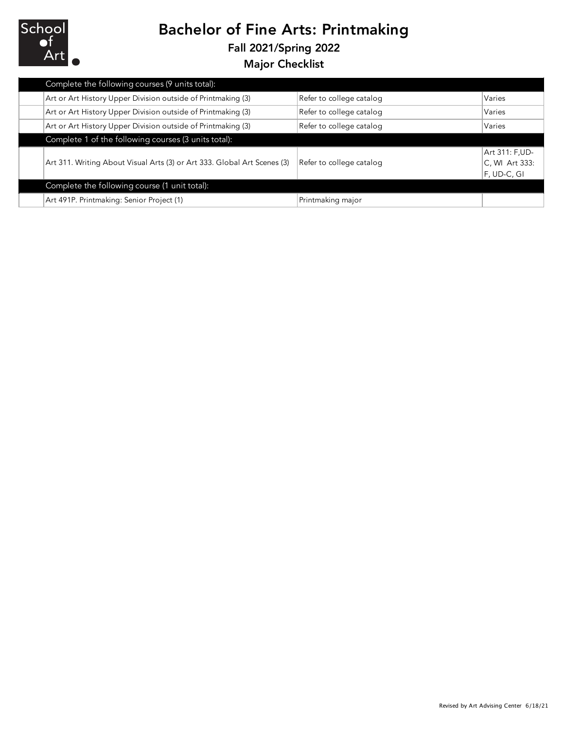# Bachelor of Fine Arts: Printmaking

## Fall 2021/Spring 2022

## Major Checklist

| | | | |
|---|---|---|---|
| | **Complete the following courses (9 units total):** | | |
| | Art or Art History Upper Division outside of Printmaking (3) | Refer to college catalog | Varies |
| | Art or Art History Upper Division outside of Printmaking (3) | Refer to college catalog | Varies |
| | Art or Art History Upper Division outside of Printmaking (3) | Refer to college catalog | Varies |
| | **Complete 1 of the following courses (3 units total):** | | |
| | Art 311. Writing About Visual Arts (3) or Art 333. Global Art Scenes (3) | Refer to college catalog | Art 311: F,UD-C, WI Art 333: F, UD-C, GI |
| | **Complete the following course (1 unit total):** | | |
| | Art 491P. Printmaking: Senior Project (1) | Printmaking major | |

Revised by Art Advising Center 6/18/21